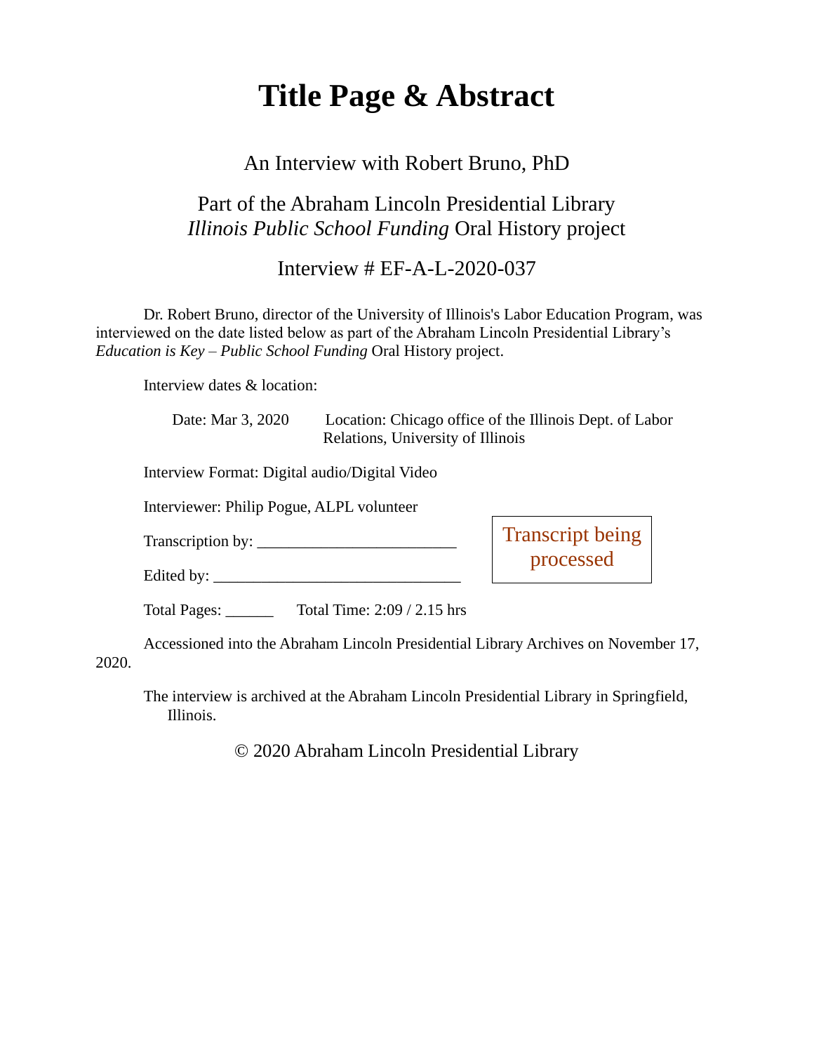# Title Page & Abstract

An Interview with Robert Bruno, PhD

Part of the Abraham Lincoln Presidential Library
*Illinois Public School Funding* Oral History project

Interview # EF-A-L-2020-037

Dr. Robert Bruno, director of the University of Illinois's Labor Education Program, was interviewed on the date listed below as part of the Abraham Lincoln Presidential Library's *Education is Key – Public School Funding* Oral History project.

Interview dates & location:

Date: Mar 3, 2020    Location: Chicago office of the Illinois Dept. of Labor Relations, University of Illinois

Interview Format: Digital audio/Digital Video

Interviewer: Philip Pogue, ALPL volunteer

Transcription by: ________________________

Edited by: ______________________________

Transcript being processed

Total Pages: ______    Total Time: 2:09 / 2.15 hrs

Accessioned into the Abraham Lincoln Presidential Library Archives on November 17, 2020.

The interview is archived at the Abraham Lincoln Presidential Library in Springfield, Illinois.

© 2020 Abraham Lincoln Presidential Library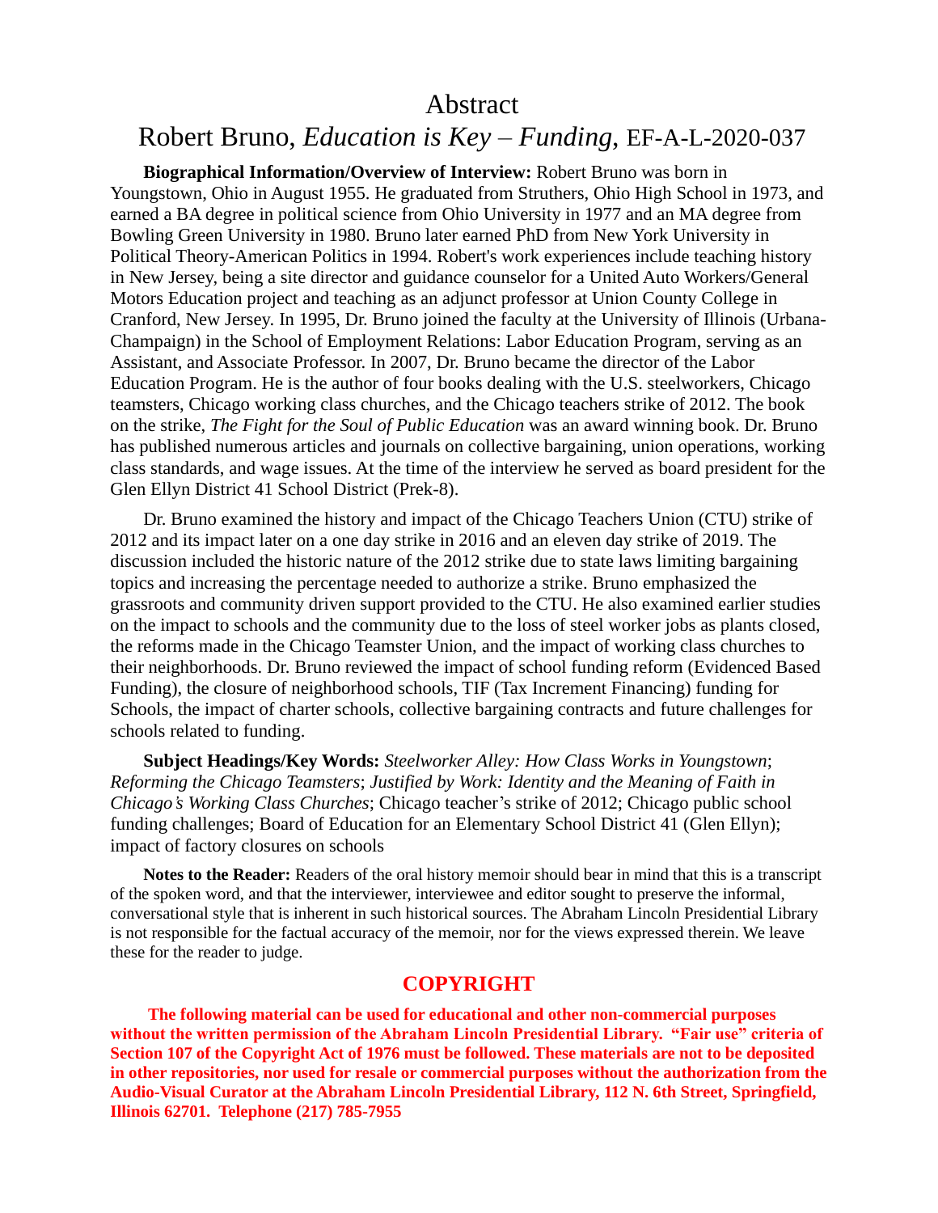# Abstract

## Robert Bruno, *Education is Key – Funding*, EF-A-L-2020-037

**Biographical Information/Overview of Interview:** Robert Bruno was born in Youngstown, Ohio in August 1955. He graduated from Struthers, Ohio High School in 1973, and earned a BA degree in political science from Ohio University in 1977 and an MA degree from Bowling Green University in 1980. Bruno later earned PhD from New York University in Political Theory-American Politics in 1994. Robert's work experiences include teaching history in New Jersey, being a site director and guidance counselor for a United Auto Workers/General Motors Education project and teaching as an adjunct professor at Union County College in Cranford, New Jersey. In 1995, Dr. Bruno joined the faculty at the University of Illinois (Urbana-Champaign) in the School of Employment Relations: Labor Education Program, serving as an Assistant, and Associate Professor. In 2007, Dr. Bruno became the director of the Labor Education Program. He is the author of four books dealing with the U.S. steelworkers, Chicago teamsters, Chicago working class churches, and the Chicago teachers strike of 2012. The book on the strike, *The Fight for the Soul of Public Education* was an award winning book. Dr. Bruno has published numerous articles and journals on collective bargaining, union operations, working class standards, and wage issues. At the time of the interview he served as board president for the Glen Ellyn District 41 School District (Prek-8).

Dr. Bruno examined the history and impact of the Chicago Teachers Union (CTU) strike of 2012 and its impact later on a one day strike in 2016 and an eleven day strike of 2019. The discussion included the historic nature of the 2012 strike due to state laws limiting bargaining topics and increasing the percentage needed to authorize a strike. Bruno emphasized the grassroots and community driven support provided to the CTU. He also examined earlier studies on the impact to schools and the community due to the loss of steel worker jobs as plants closed, the reforms made in the Chicago Teamster Union, and the impact of working class churches to their neighborhoods. Dr. Bruno reviewed the impact of school funding reform (Evidenced Based Funding), the closure of neighborhood schools, TIF (Tax Increment Financing) funding for Schools, the impact of charter schools, collective bargaining contracts and future challenges for schools related to funding.

**Subject Headings/Key Words:** *Steelworker Alley: How Class Works in Youngstown*; *Reforming the Chicago Teamsters*; *Justified by Work: Identity and the Meaning of Faith in Chicago's Working Class Churches*; Chicago teacher's strike of 2012; Chicago public school funding challenges; Board of Education for an Elementary School District 41 (Glen Ellyn); impact of factory closures on schools

**Notes to the Reader:** Readers of the oral history memoir should bear in mind that this is a transcript of the spoken word, and that the interviewer, interviewee and editor sought to preserve the informal, conversational style that is inherent in such historical sources. The Abraham Lincoln Presidential Library is not responsible for the factual accuracy of the memoir, nor for the views expressed therein. We leave these for the reader to judge.

## COPYRIGHT

**The following material can be used for educational and other non-commercial purposes without the written permission of the Abraham Lincoln Presidential Library. "Fair use" criteria of Section 107 of the Copyright Act of 1976 must be followed. These materials are not to be deposited in other repositories, nor used for resale or commercial purposes without the authorization from the Audio-Visual Curator at the Abraham Lincoln Presidential Library, 112 N. 6th Street, Springfield, Illinois 62701. Telephone (217) 785-7955**